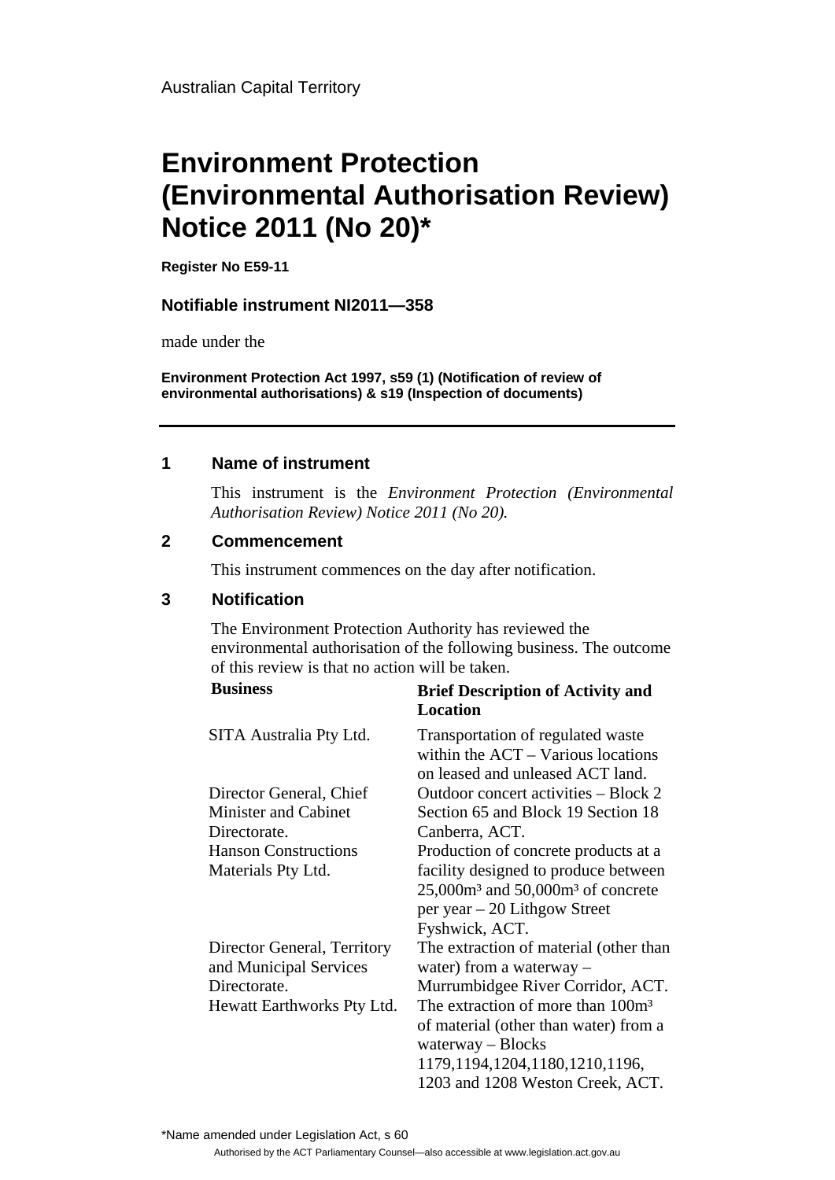Australian Capital Territory

# Environment Protection (Environmental Authorisation Review) Notice 2011 (No 20)*

**Register No E59-11**

**Notifiable instrument NI2011—358**

made under the

**Environment Protection Act 1997, s59 (1) (Notification of review of environmental authorisations) & s19 (Inspection of documents)**

---

## 1 Name of instrument

This instrument is the *Environment Protection (Environmental Authorisation Review) Notice 2011 (No 20).*

## 2 Commencement

This instrument commences on the day after notification.

## 3 Notification

The Environment Protection Authority has reviewed the environmental authorisation of the following business. The outcome of this review is that no action will be taken.

| **Business** | **Brief Description of Activity and Location** |
|---|---|
| SITA Australia Pty Ltd. | Transportation of regulated waste within the ACT – Various locations on leased and unleased ACT land. |
| Director General, Chief Minister and Cabinet Directorate. | Outdoor concert activities – Block 2 Section 65 and Block 19 Section 18 Canberra, ACT. |
| Hanson Constructions Materials Pty Ltd. | Production of concrete products at a facility designed to produce between 25,000m³ and 50,000m³ of concrete per year – 20 Lithgow Street Fyshwick, ACT. |
| Director General, Territory and Municipal Services Directorate. | The extraction of material (other than water) from a waterway – Murrumbidgee River Corridor, ACT. |
| Hewatt Earthworks Pty Ltd. | The extraction of more than 100m³ of material (other than water) from a waterway – Blocks 1179,1194,1204,1180,1210,1196, 1203 and 1208 Weston Creek, ACT. |

*Name amended under Legislation Act, s 60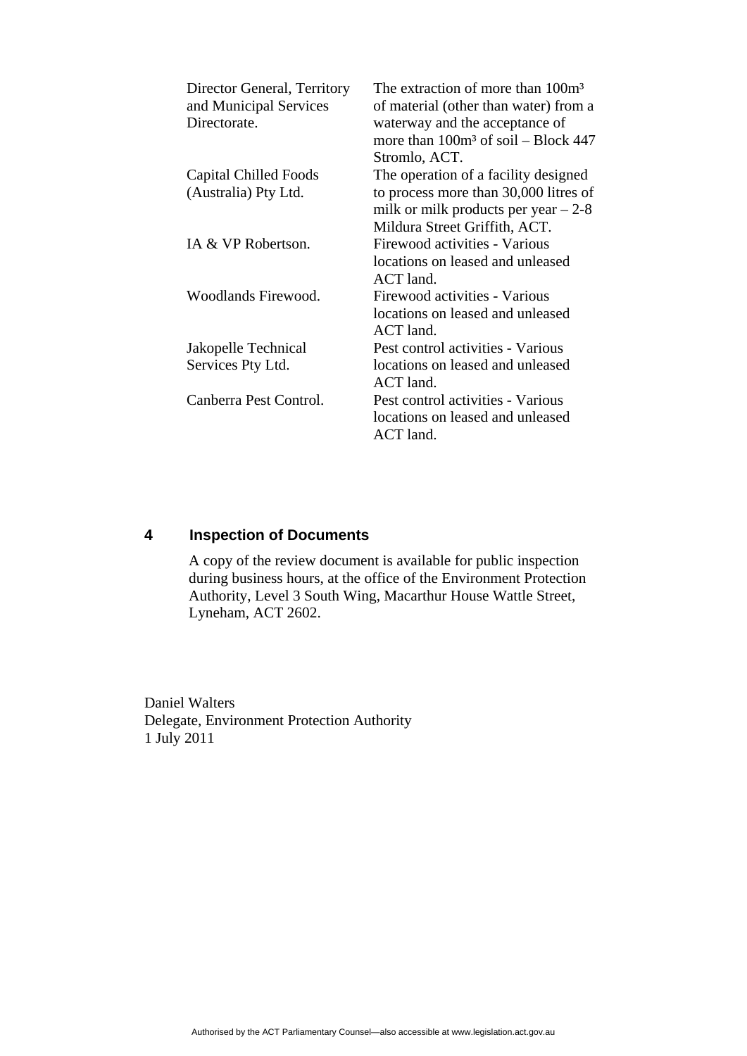| | |
|---|---|
| Director General, Territory and Municipal Services Directorate. | The extraction of more than 100m³ of material (other than water) from a waterway and the acceptance of more than 100m³ of soil – Block 447 Stromlo, ACT. |
| Capital Chilled Foods (Australia) Pty Ltd. | The operation of a facility designed to process more than 30,000 litres of milk or milk products per year – 2-8 Mildura Street Griffith, ACT. |
| IA & VP Robertson. | Firewood activities - Various locations on leased and unleased ACT land. |
| Woodlands Firewood. | Firewood activities - Various locations on leased and unleased ACT land. |
| Jakopelle Technical Services Pty Ltd. | Pest control activities - Various locations on leased and unleased ACT land. |
| Canberra Pest Control. | Pest control activities - Various locations on leased and unleased ACT land. |

## 4 Inspection of Documents

A copy of the review document is available for public inspection during business hours, at the office of the Environment Protection Authority, Level 3 South Wing, Macarthur House Wattle Street, Lyneham, ACT 2602.

Daniel Walters
Delegate, Environment Protection Authority
1 July 2011